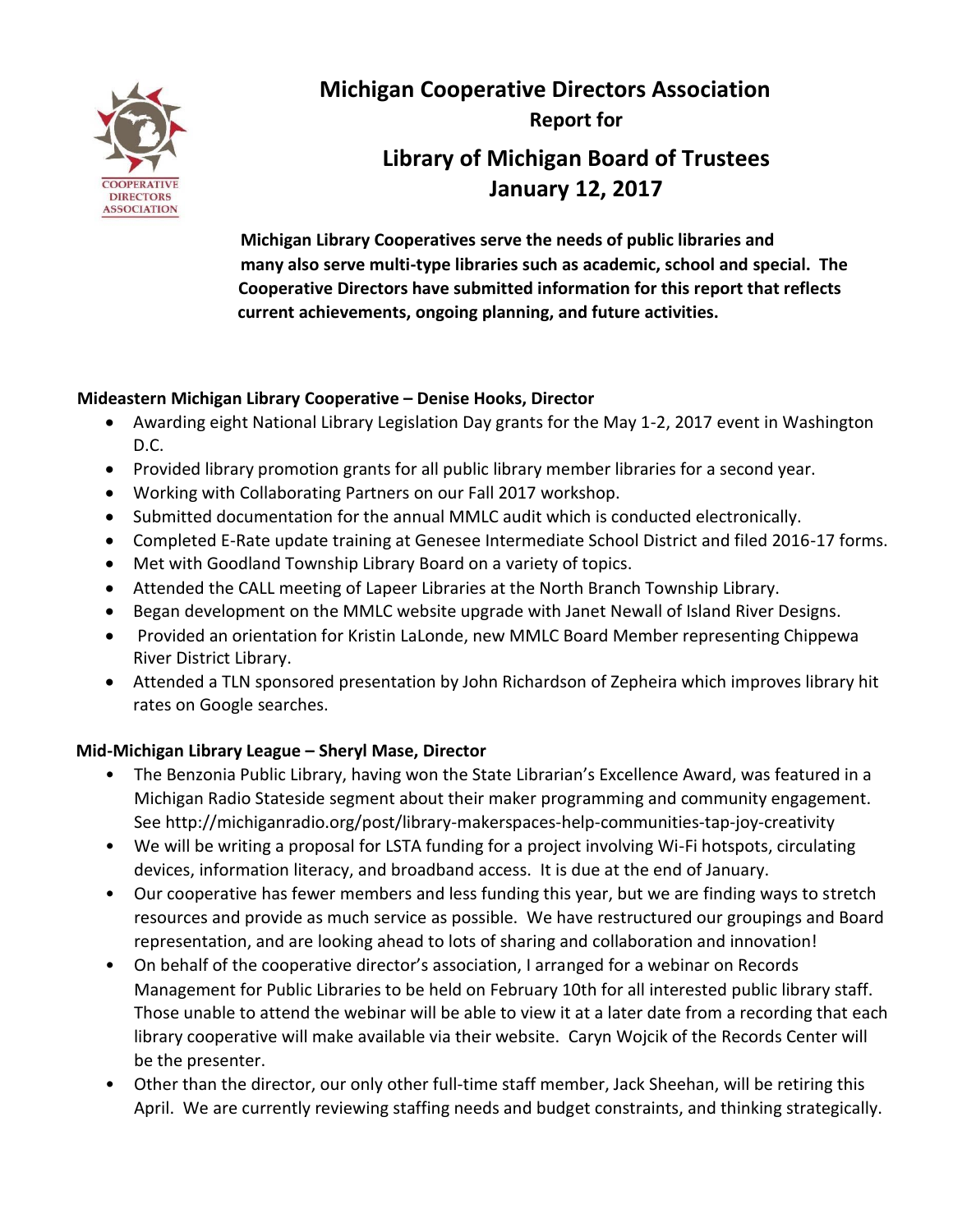# Michigan Cooperative Directors Association

**Report for**

## Library of Michigan Board of Trustees
## January 12, 2017

**Michigan Library Cooperatives serve the needs of public libraries and many also serve multi-type libraries such as academic, school and special. The Cooperative Directors have submitted information for this report that reflects current achievements, ongoing planning, and future activities.**

### Mideastern Michigan Library Cooperative – Denise Hooks, Director

- Awarding eight National Library Legislation Day grants for the May 1-2, 2017 event in Washington D.C.
- Provided library promotion grants for all public library member libraries for a second year.
- Working with Collaborating Partners on our Fall 2017 workshop.
- Submitted documentation for the annual MMLC audit which is conducted electronically.
- Completed E-Rate update training at Genesee Intermediate School District and filed 2016-17 forms.
- Met with Goodland Township Library Board on a variety of topics.
- Attended the CALL meeting of Lapeer Libraries at the North Branch Township Library.
- Began development on the MMLC website upgrade with Janet Newall of Island River Designs.
- Provided an orientation for Kristin LaLonde, new MMLC Board Member representing Chippewa River District Library.
- Attended a TLN sponsored presentation by John Richardson of Zepheira which improves library hit rates on Google searches.

### Mid-Michigan Library League – Sheryl Mase, Director

- The Benzonia Public Library, having won the State Librarian's Excellence Award, was featured in a Michigan Radio Stateside segment about their maker programming and community engagement. See http://michiganradio.org/post/library-makerspaces-help-communities-tap-joy-creativity
- We will be writing a proposal for LSTA funding for a project involving Wi-Fi hotspots, circulating devices, information literacy, and broadband access. It is due at the end of January.
- Our cooperative has fewer members and less funding this year, but we are finding ways to stretch resources and provide as much service as possible. We have restructured our groupings and Board representation, and are looking ahead to lots of sharing and collaboration and innovation!
- On behalf of the cooperative director's association, I arranged for a webinar on Records Management for Public Libraries to be held on February 10th for all interested public library staff. Those unable to attend the webinar will be able to view it at a later date from a recording that each library cooperative will make available via their website. Caryn Wojcik of the Records Center will be the presenter.
- Other than the director, our only other full-time staff member, Jack Sheehan, will be retiring this April. We are currently reviewing staffing needs and budget constraints, and thinking strategically.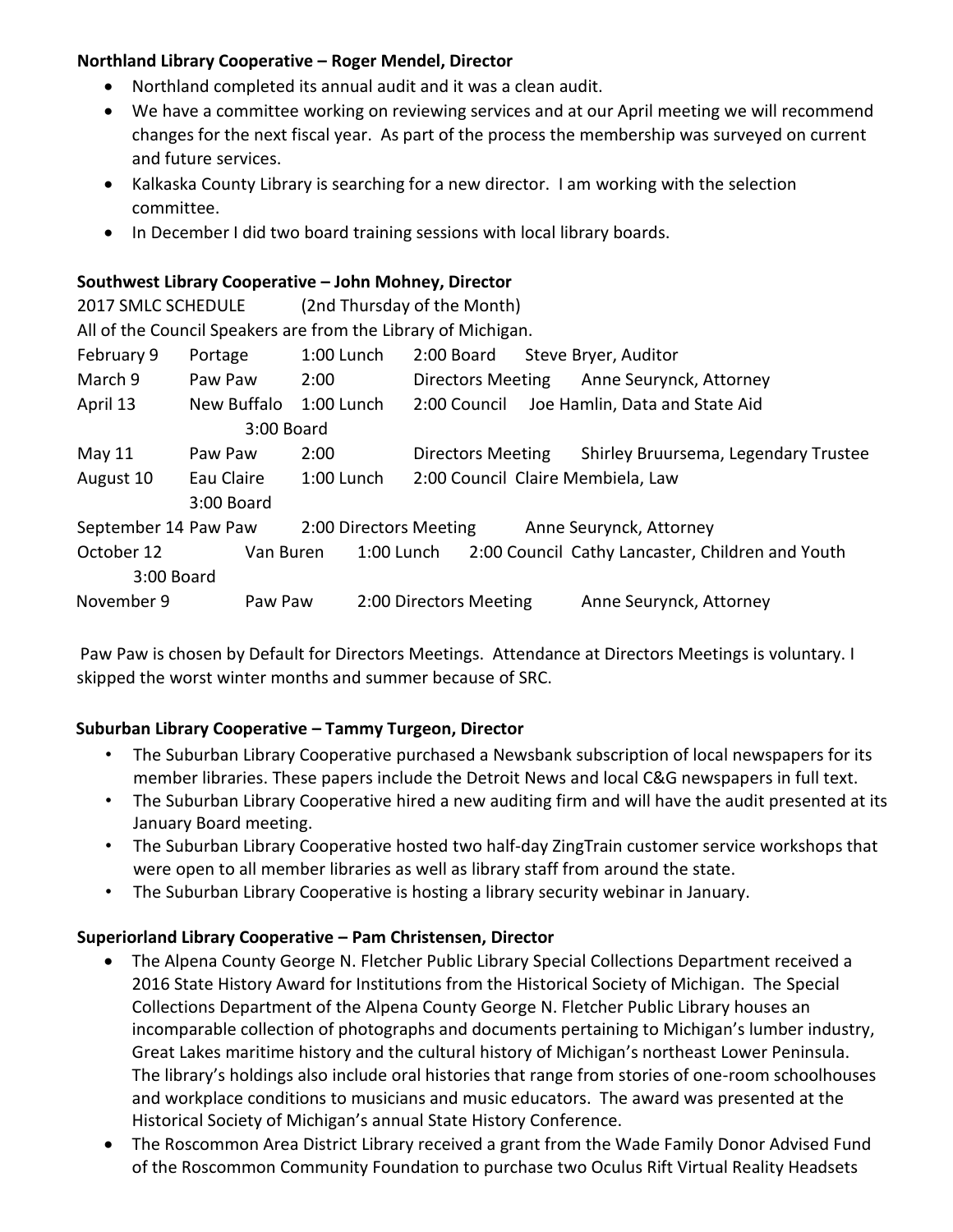**Northland Library Cooperative – Roger Mendel, Director**

- Northland completed its annual audit and it was a clean audit.
- We have a committee working on reviewing services and at our April meeting we will recommend changes for the next fiscal year. As part of the process the membership was surveyed on current and future services.
- Kalkaska County Library is searching for a new director. I am working with the selection committee.
- In December I did two board training sessions with local library boards.

**Southwest Library Cooperative – John Mohney, Director**

2017 SMLC SCHEDULE (2nd Thursday of the Month)

All of the Council Speakers are from the Library of Michigan.

| Date | Location | Time | Meeting | Speaker |
|---|---|---|---|---|
| February 9 | Portage | 1:00 Lunch | 2:00 Board | Steve Bryer, Auditor |
| March 9 | Paw Paw | 2:00 | Directors Meeting | Anne Seurynck, Attorney |
| April 13 | New Buffalo | 1:00 Lunch, 3:00 Board | 2:00 Council | Joe Hamlin, Data and State Aid |
| May 11 | Paw Paw | 2:00 | Directors Meeting | Shirley Bruursema, Legendary Trustee |
| August 10 | Eau Claire | 1:00 Lunch, 3:00 Board | 2:00 Council | Claire Membiela, Law |
| September 14 | Paw Paw | 2:00 | Directors Meeting | Anne Seurynck, Attorney |
| October 12 | Van Buren | 1:00 Lunch, 3:00 Board | 2:00 Council | Cathy Lancaster, Children and Youth |
| November 9 | Paw Paw | 2:00 | Directors Meeting | Anne Seurynck, Attorney |

Paw Paw is chosen by Default for Directors Meetings. Attendance at Directors Meetings is voluntary. I skipped the worst winter months and summer because of SRC.

**Suburban Library Cooperative – Tammy Turgeon, Director**

- The Suburban Library Cooperative purchased a Newsbank subscription of local newspapers for its member libraries. These papers include the Detroit News and local C&G newspapers in full text.
- The Suburban Library Cooperative hired a new auditing firm and will have the audit presented at its January Board meeting.
- The Suburban Library Cooperative hosted two half-day ZingTrain customer service workshops that were open to all member libraries as well as library staff from around the state.
- The Suburban Library Cooperative is hosting a library security webinar in January.

**Superiorland Library Cooperative – Pam Christensen, Director**

- The Alpena County George N. Fletcher Public Library Special Collections Department received a 2016 State History Award for Institutions from the Historical Society of Michigan. The Special Collections Department of the Alpena County George N. Fletcher Public Library houses an incomparable collection of photographs and documents pertaining to Michigan's lumber industry, Great Lakes maritime history and the cultural history of Michigan's northeast Lower Peninsula. The library's holdings also include oral histories that range from stories of one-room schoolhouses and workplace conditions to musicians and music educators. The award was presented at the Historical Society of Michigan's annual State History Conference.
- The Roscommon Area District Library received a grant from the Wade Family Donor Advised Fund of the Roscommon Community Foundation to purchase two Oculus Rift Virtual Reality Headsets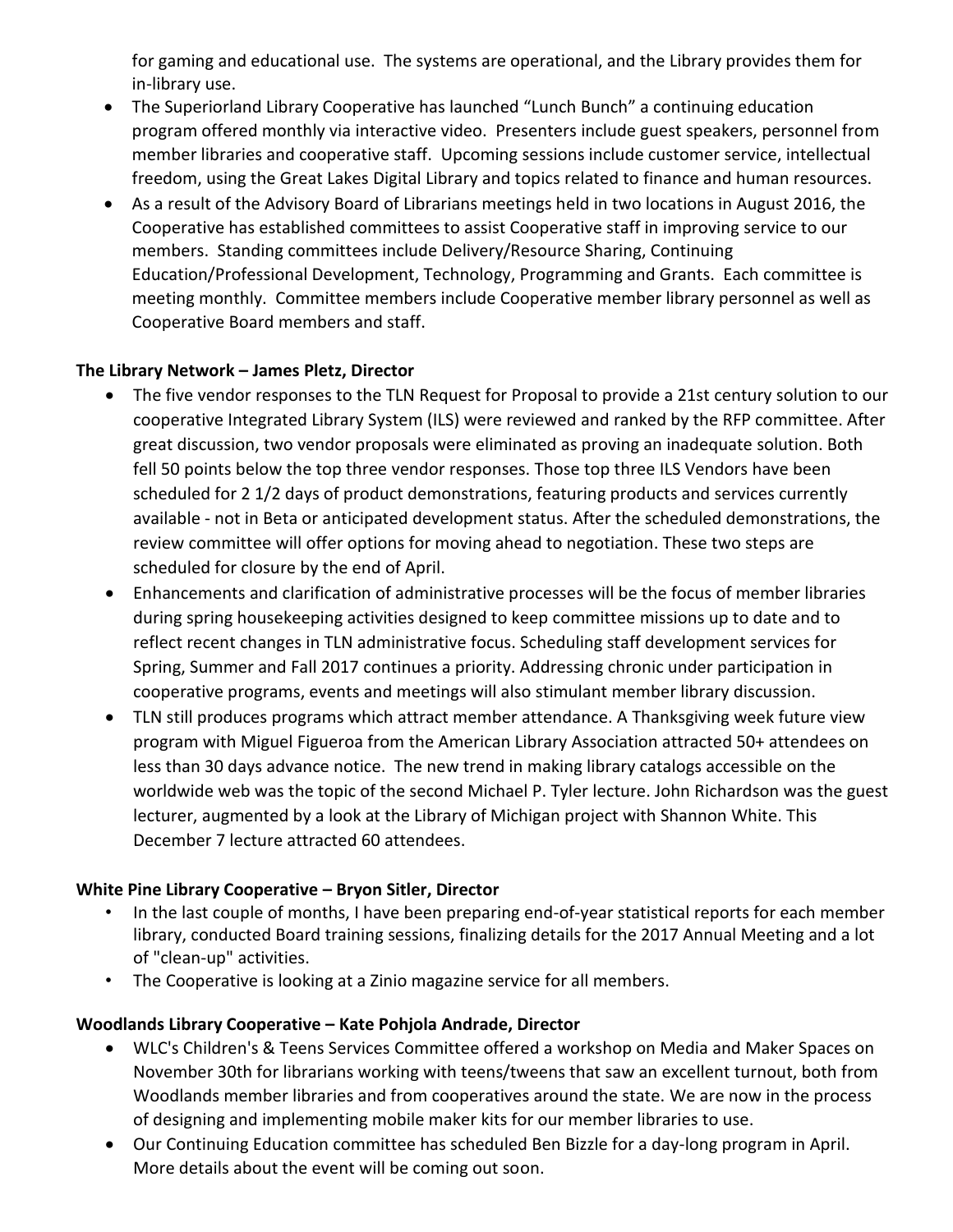for gaming and educational use. The systems are operational, and the Library provides them for in-library use.

- The Superiorland Library Cooperative has launched "Lunch Bunch" a continuing education program offered monthly via interactive video. Presenters include guest speakers, personnel from member libraries and cooperative staff. Upcoming sessions include customer service, intellectual freedom, using the Great Lakes Digital Library and topics related to finance and human resources.
- As a result of the Advisory Board of Librarians meetings held in two locations in August 2016, the Cooperative has established committees to assist Cooperative staff in improving service to our members. Standing committees include Delivery/Resource Sharing, Continuing Education/Professional Development, Technology, Programming and Grants. Each committee is meeting monthly. Committee members include Cooperative member library personnel as well as Cooperative Board members and staff.

**The Library Network – James Pletz, Director**

- The five vendor responses to the TLN Request for Proposal to provide a 21st century solution to our cooperative Integrated Library System (ILS) were reviewed and ranked by the RFP committee. After great discussion, two vendor proposals were eliminated as proving an inadequate solution. Both fell 50 points below the top three vendor responses. Those top three ILS Vendors have been scheduled for 2 1/2 days of product demonstrations, featuring products and services currently available - not in Beta or anticipated development status. After the scheduled demonstrations, the review committee will offer options for moving ahead to negotiation. These two steps are scheduled for closure by the end of April.
- Enhancements and clarification of administrative processes will be the focus of member libraries during spring housekeeping activities designed to keep committee missions up to date and to reflect recent changes in TLN administrative focus. Scheduling staff development services for Spring, Summer and Fall 2017 continues a priority. Addressing chronic under participation in cooperative programs, events and meetings will also stimulant member library discussion.
- TLN still produces programs which attract member attendance. A Thanksgiving week future view program with Miguel Figueroa from the American Library Association attracted 50+ attendees on less than 30 days advance notice. The new trend in making library catalogs accessible on the worldwide web was the topic of the second Michael P. Tyler lecture. John Richardson was the guest lecturer, augmented by a look at the Library of Michigan project with Shannon White. This December 7 lecture attracted 60 attendees.

**White Pine Library Cooperative – Bryon Sitler, Director**

- In the last couple of months, I have been preparing end-of-year statistical reports for each member library, conducted Board training sessions, finalizing details for the 2017 Annual Meeting and a lot of "clean-up" activities.
- The Cooperative is looking at a Zinio magazine service for all members.

**Woodlands Library Cooperative – Kate Pohjola Andrade, Director**

- WLC's Children's & Teens Services Committee offered a workshop on Media and Maker Spaces on November 30th for librarians working with teens/tweens that saw an excellent turnout, both from Woodlands member libraries and from cooperatives around the state. We are now in the process of designing and implementing mobile maker kits for our member libraries to use.
- Our Continuing Education committee has scheduled Ben Bizzle for a day-long program in April. More details about the event will be coming out soon.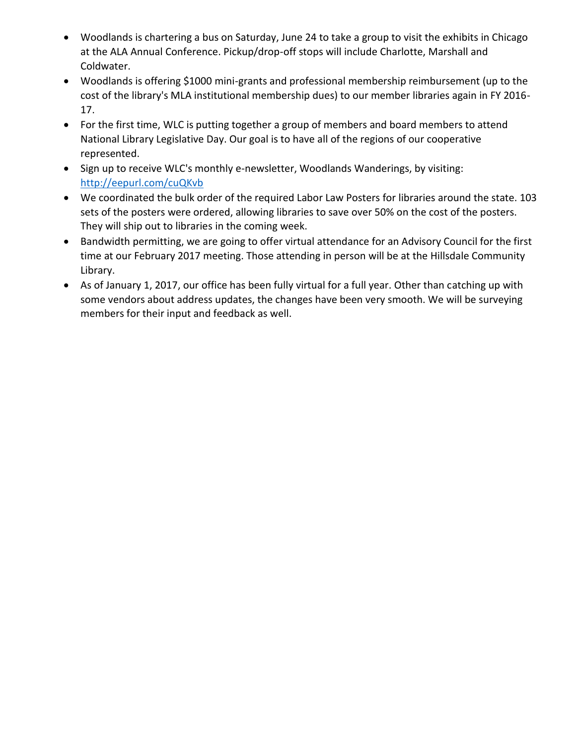- Woodlands is chartering a bus on Saturday, June 24 to take a group to visit the exhibits in Chicago at the ALA Annual Conference. Pickup/drop-off stops will include Charlotte, Marshall and Coldwater.
- Woodlands is offering $1000 mini-grants and professional membership reimbursement (up to the cost of the library's MLA institutional membership dues) to our member libraries again in FY 2016-17.
- For the first time, WLC is putting together a group of members and board members to attend National Library Legislative Day. Our goal is to have all of the regions of our cooperative represented.
- Sign up to receive WLC's monthly e-newsletter, Woodlands Wanderings, by visiting: [http://eepurl.com/cuQKvb](http://eepurl.com/cuQKvb)
- We coordinated the bulk order of the required Labor Law Posters for libraries around the state. 103 sets of the posters were ordered, allowing libraries to save over 50% on the cost of the posters. They will ship out to libraries in the coming week.
- Bandwidth permitting, we are going to offer virtual attendance for an Advisory Council for the first time at our February 2017 meeting. Those attending in person will be at the Hillsdale Community Library.
- As of January 1, 2017, our office has been fully virtual for a full year. Other than catching up with some vendors about address updates, the changes have been very smooth. We will be surveying members for their input and feedback as well.